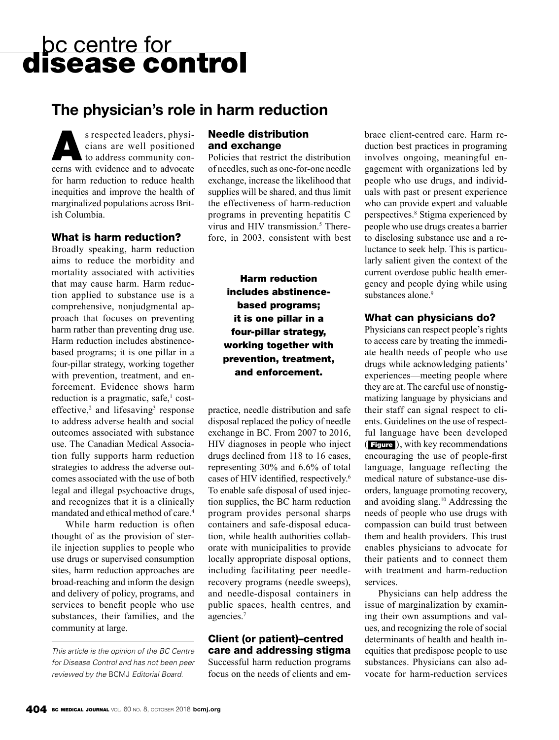# bc centre for disease control

## The physician's role in harm reduction

As respected leaders, physicians are well positioned to address community concerns with evidence and to advocate for harm reduction to reduce health inequities and improve the health of marginalized populations across British Columbia.

### What is harm reduction?

Broadly speaking, harm reduction aims to reduce the morbidity and mortality associated with activities that may cause harm. Harm reduction applied to substance use is a comprehensive, nonjudgmental approach that focuses on preventing harm rather than preventing drug use. Harm reduction includes abstinence-based programs; it is one pillar in a four-pillar strategy, working together with prevention, treatment, and enforcement. Evidence shows harm reduction is a pragmatic, safe,[1] cost-effective,[2] and lifesaving[3] response to address adverse health and social outcomes associated with substance use. The Canadian Medical Association fully supports harm reduction strategies to address the adverse outcomes associated with the use of both legal and illegal psychoactive drugs, and recognizes that it is a clinically mandated and ethical method of care.[4]

While harm reduction is often thought of as the provision of sterile injection supplies to people who use drugs or supervised consumption sites, harm reduction approaches are broad-reaching and inform the design and delivery of policy, programs, and services to benefit people who use substances, their families, and the community at large.

*This article is the opinion of the BC Centre for Disease Control and has not been peer reviewed by the BCMJ Editorial Board.*

### Needle distribution and exchange

Policies that restrict the distribution of needles, such as one-for-one needle exchange, increase the likelihood that supplies will be shared, and thus limit the effectiveness of harm-reduction programs in preventing hepatitis C virus and HIV transmission.[5] Therefore, in 2003, consistent with best practice, needle distribution and safe disposal replaced the policy of needle exchange in BC. From 2007 to 2016, HIV diagnoses in people who inject drugs declined from 118 to 16 cases, representing 30% and 6.6% of total cases of HIV identified, respectively.[6] To enable safe disposal of used injection supplies, the BC harm reduction program provides personal sharps containers and safe-disposal education, while health authorities collaborate with municipalities to provide locally appropriate disposal options, including facilitating peer needle-recovery programs (needle sweeps), and needle-disposal containers in public spaces, health centres, and agencies.[7]

> **Harm reduction includes abstinence-based programs; it is one pillar in a four-pillar strategy, working together with prevention, treatment, and enforcement.**

### Client (or patient)–centred care and addressing stigma

Successful harm reduction programs focus on the needs of clients and embrace client-centred care. Harm reduction best practices in programing involves ongoing, meaningful engagement with organizations led by people who use drugs, and individuals with past or present experience who can provide expert and valuable perspectives.[8] Stigma experienced by people who use drugs creates a barrier to disclosing substance use and a reluctance to seek help. This is particularly salient given the context of the current overdose public health emergency and people dying while using substances alone.[9]

### What can physicians do?

Physicians can respect people's rights to access care by treating the immediate health needs of people who use drugs while acknowledging patients' experiences—meeting people where they are at. The careful use of nonstigmatizing language by physicians and their staff can signal respect to clients. Guidelines on the use of respectful language have been developed (**Figure**), with key recommendations encouraging the use of people-first language, language reflecting the medical nature of substance-use disorders, language promoting recovery, and avoiding slang.[10] Addressing the needs of people who use drugs with compassion can build trust between them and health providers. This trust enables physicians to advocate for their patients and to connect them with treatment and harm-reduction services.

Physicians can help address the issue of marginalization by examining their own assumptions and values, and recognizing the role of social determinants of health and health inequities that predispose people to use substances. Physicians can also advocate for harm-reduction services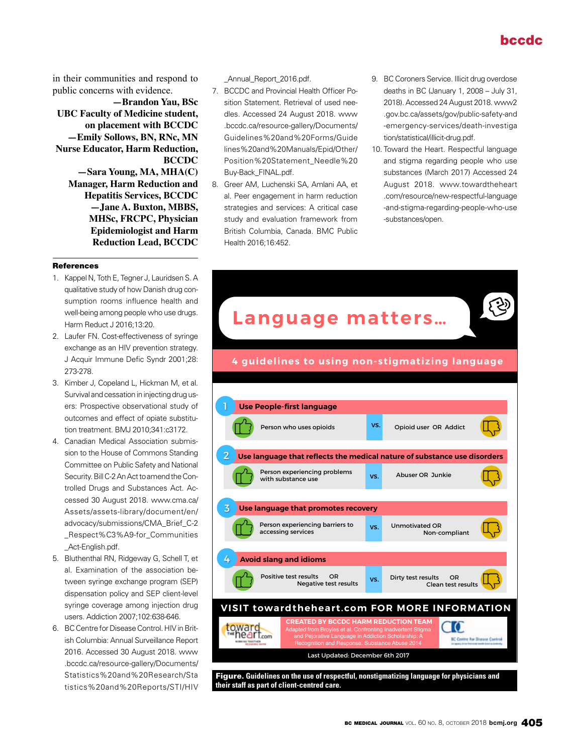in their communities and respond to public concerns with evidence.

**—Brandon Yau, BSc**
**UBC Faculty of Medicine student, on placement with BCCDC**
**—Emily Sollows, BN, RNc, MN**
**Nurse Educator, Harm Reduction, BCCDC**
**—Sara Young, MA, MHA(C)**
**Manager, Harm Reduction and Hepatitis Services, BCCDC**
**—Jane A. Buxton, MBBS, MHSc, FRCPC, Physician Epidemiologist and Harm Reduction Lead, BCCDC**

## References

1. Kappel N, Toth E, Tegner J, Lauridsen S. A qualitative study of how Danish drug consumption rooms influence health and well-being among people who use drugs. Harm Reduct J 2016;13:20.
2. Laufer FN. Cost-effectiveness of syringe exchange as an HIV prevention strategy. J Acquir Immune Defic Syndr 2001;28:273-278.
3. Kimber J, Copeland L, Hickman M, et al. Survival and cessation in injecting drug users: Prospective observational study of outcomes and effect of opiate substitution treatment. BMJ 2010;341:c3172.
4. Canadian Medical Association submission to the House of Commons Standing Committee on Public Safety and National Security. Bill C-2 An Act to amend the Controlled Drugs and Substances Act. Accessed 30 August 2018. www.cma.ca/Assets/assets-library/document/en/advocacy/submissions/CMA_Brief_C-2_Respect%C3%A9-for_Communities_Act-English.pdf.
5. Bluthenthal RN, Ridgeway G, Schell T, et al. Examination of the association between syringe exchange program (SEP) dispensation policy and SEP client-level syringe coverage among injection drug users. Addiction 2007;102:638-646.
6. BC Centre for Disease Control. HIV in British Columbia: Annual Surveillance Report 2016. Accessed 30 August 2018. www.bccdc.ca/resource-gallery/Documents/Statistics%20and%20Research/Statistics%20and%20Reports/STI/HIV_Annual_Report_2016.pdf.
7. BCCDC and Provincial Health Officer Position Statement. Retrieval of used needles. Accessed 24 August 2018. www.bccdc.ca/resource-gallery/Documents/Guidelines%20and%20Forms/Guidelines%20and%20Manuals/Epid/Other/Position%20Statement_Needle%20Buy-Back_FINAL.pdf.
8. Greer AM, Luchenski SA, Amlani AA, et al. Peer engagement in harm reduction strategies and services: A critical case study and evaluation framework from British Columbia, Canada. BMC Public Health 2016;16:452.
9. BC Coroners Service. Illicit drug overdose deaths in BC (January 1, 2008 – July 31, 2018). Accessed 24 August 2018. www2.gov.bc.ca/assets/gov/public-safety-and-emergency-services/death-investigation/statistical/illicit-drug.pdf.
10. Toward the Heart. Respectful language and stigma regarding people who use substances (March 2017) Accessed 24 August 2018. www.towardtheheart.com/resource/new-respectful-language-and-stigma-regarding-people-who-use-substances/open.

Language matters…

4 guidelines to using non-stigmatizing language

1 Use People-first language
Person who uses opioids VS. Opioid user OR Addict

2 Use language that reflects the medical nature of substance use disorders
Person experiencing problems with substance use VS. Abuser OR Junkie

3 Use language that promotes recovery
Person experiencing barriers to accessing services VS. Unmotivated OR Non-compliant

4 Avoid slang and idioms
Positive test results OR Negative test results VS. Dirty test results OR Clean test results

VISIT towardtheheart.com FOR MORE INFORMATION

CREATED BY BCCDC HARM REDUCTION TEAM
Adapted from Broyles et al. Confronting Inadvertent Stigma and Pejorative Language in Addiction Scholarship: A Recognition and Response. Substance Abuse 2014

Last Updated: December 6th 2017

**Figure.** Guidelines on the use of respectful, nonstigmatizing language for physicians and their staff as part of client-centred care.